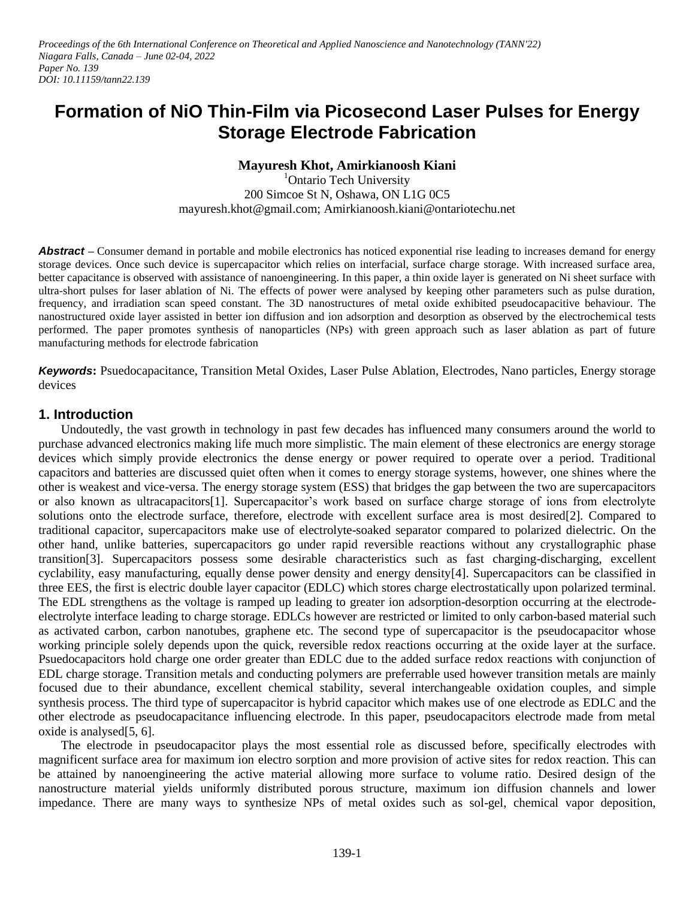*Proceedings of the 6th International Conference on Theoretical and Applied Nanoscience and Nanotechnology (TANN'22)*
*Niagara Falls, Canada – June 02-04, 2022*
*Paper No. 139*
*DOI: 10.11159/tann22.139*

# Formation of NiO Thin-Film via Picosecond Laser Pulses for Energy Storage Electrode Fabrication

**Mayuresh Khot, Amirkianoosh Kiani**

[1]Ontario Tech University
200 Simcoe St N, Oshawa, ON L1G 0C5
mayuresh.khot@gmail.com; Amirkianoosh.kiani@ontariotechu.net

***Abstract*** – Consumer demand in portable and mobile electronics has noticed exponential rise leading to increases demand for energy storage devices. Once such device is supercapacitor which relies on interfacial, surface charge storage. With increased surface area, better capacitance is observed with assistance of nanoengineering. In this paper, a thin oxide layer is generated on Ni sheet surface with ultra-short pulses for laser ablation of Ni. The effects of power were analysed by keeping other parameters such as pulse duration, frequency, and irradiation scan speed constant. The 3D nanostructures of metal oxide exhibited pseudocapacitive behaviour. The nanostructured oxide layer assisted in better ion diffusion and ion adsorption and desorption as observed by the electrochemical tests performed. The paper promotes synthesis of nanoparticles (NPs) with green approach such as laser ablation as part of future manufacturing methods for electrode fabrication

***Keywords*:** Psuedocapacitance, Transition Metal Oxides, Laser Pulse Ablation, Electrodes, Nano particles, Energy storage devices

## 1. Introduction

Undoutedly, the vast growth in technology in past few decades has influenced many consumers around the world to purchase advanced electronics making life much more simplistic. The main element of these electronics are energy storage devices which simply provide electronics the dense energy or power required to operate over a period. Traditional capacitors and batteries are discussed quiet often when it comes to energy storage systems, however, one shines where the other is weakest and vice-versa. The energy storage system (ESS) that bridges the gap between the two are supercapacitors or also known as ultracapacitors[1]. Supercapacitor's work based on surface charge storage of ions from electrolyte solutions onto the electrode surface, therefore, electrode with excellent surface area is most desired[2]. Compared to traditional capacitor, supercapacitors make use of electrolyte-soaked separator compared to polarized dielectric. On the other hand, unlike batteries, supercapacitors go under rapid reversible reactions without any crystallographic phase transition[3]. Supercapacitors possess some desirable characteristics such as fast charging-discharging, excellent cyclability, easy manufacturing, equally dense power density and energy density[4]. Supercapacitors can be classified in three EES, the first is electric double layer capacitor (EDLC) which stores charge electrostatically upon polarized terminal. The EDL strengthens as the voltage is ramped up leading to greater ion adsorption-desorption occurring at the electrode-electrolyte interface leading to charge storage. EDLCs however are restricted or limited to only carbon-based material such as activated carbon, carbon nanotubes, graphene etc. The second type of supercapacitor is the pseudocapacitor whose working principle solely depends upon the quick, reversible redox reactions occurring at the oxide layer at the surface. Psuedocapacitors hold charge one order greater than EDLC due to the added surface redox reactions with conjunction of EDL charge storage. Transition metals and conducting polymers are preferrable used however transition metals are mainly focused due to their abundance, excellent chemical stability, several interchangeable oxidation couples, and simple synthesis process. The third type of supercapacitor is hybrid capacitor which makes use of one electrode as EDLC and the other electrode as pseudocapacitance influencing electrode. In this paper, pseudocapacitors electrode made from metal oxide is analysed[5, 6].

The electrode in pseudocapacitor plays the most essential role as discussed before, specifically electrodes with magnificent surface area for maximum ion electro sorption and more provision of active sites for redox reaction. This can be attained by nanoengineering the active material allowing more surface to volume ratio. Desired design of the nanostructure material yields uniformly distributed porous structure, maximum ion diffusion channels and lower impedance. There are many ways to synthesize NPs of metal oxides such as sol-gel, chemical vapor deposition,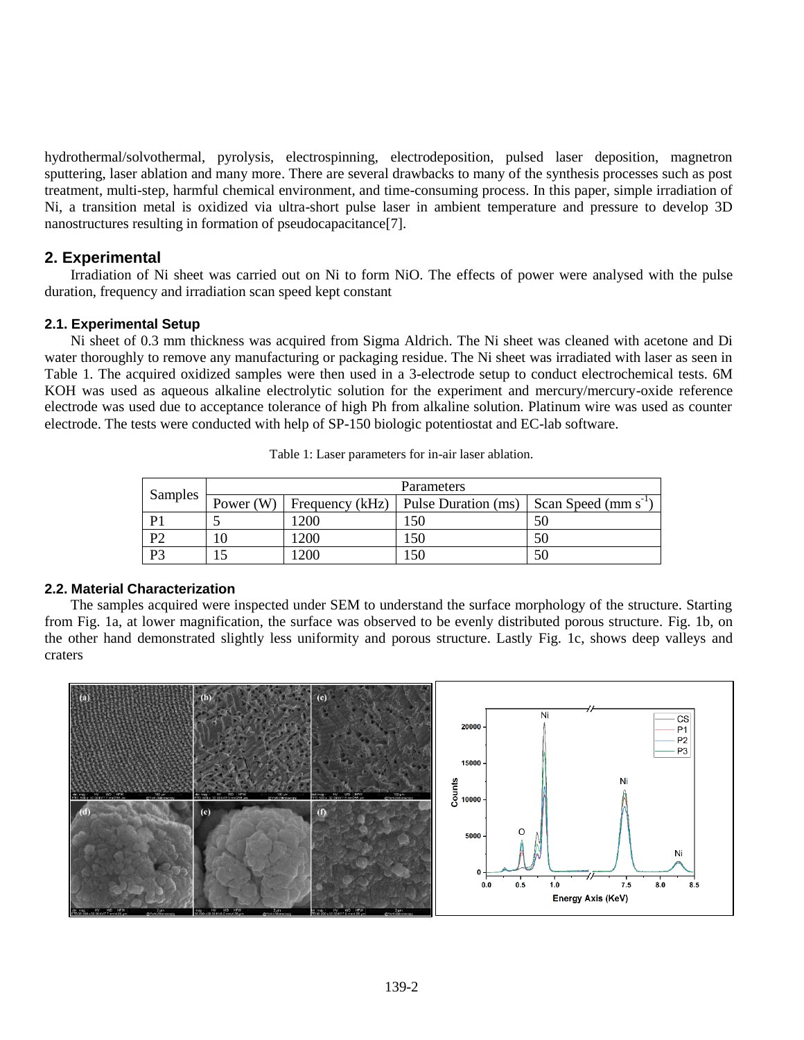hydrothermal/solvothermal, pyrolysis, electrospinning, electrodeposition, pulsed laser deposition, magnetron sputtering, laser ablation and many more. There are several drawbacks to many of the synthesis processes such as post treatment, multi-step, harmful chemical environment, and time-consuming process. In this paper, simple irradiation of Ni, a transition metal is oxidized via ultra-short pulse laser in ambient temperature and pressure to develop 3D nanostructures resulting in formation of pseudocapacitance[7].

## 2. Experimental

Irradiation of Ni sheet was carried out on Ni to form NiO. The effects of power were analysed with the pulse duration, frequency and irradiation scan speed kept constant

### 2.1. Experimental Setup

Ni sheet of 0.3 mm thickness was acquired from Sigma Aldrich. The Ni sheet was cleaned with acetone and Di water thoroughly to remove any manufacturing or packaging residue. The Ni sheet was irradiated with laser as seen in Table 1. The acquired oxidized samples were then used in a 3-electrode setup to conduct electrochemical tests. 6M KOH was used as aqueous alkaline electrolytic solution for the experiment and mercury/mercury-oxide reference electrode was used due to acceptance tolerance of high Ph from alkaline solution. Platinum wire was used as counter electrode. The tests were conducted with help of SP-150 biologic potentiostat and EC-lab software.

Table 1: Laser parameters for in-air laser ablation.

| Samples | Parameters | | | |
|---|---|---|---|---|
| | Power (W) | Frequency (kHz) | Pulse Duration (ms) | Scan Speed (mm $s^{-1}$) |
| P1 | 5 | 1200 | 150 | 50 |
| P2 | 10 | 1200 | 150 | 50 |
| P3 | 15 | 1200 | 150 | 50 |

### 2.2. Material Characterization

The samples acquired were inspected under SEM to understand the surface morphology of the structure. Starting from Fig. 1a, at lower magnification, the surface was observed to be evenly distributed porous structure. Fig. 1b, on the other hand demonstrated slightly less uniformity and porous structure. Lastly Fig. 1c, shows deep valleys and craters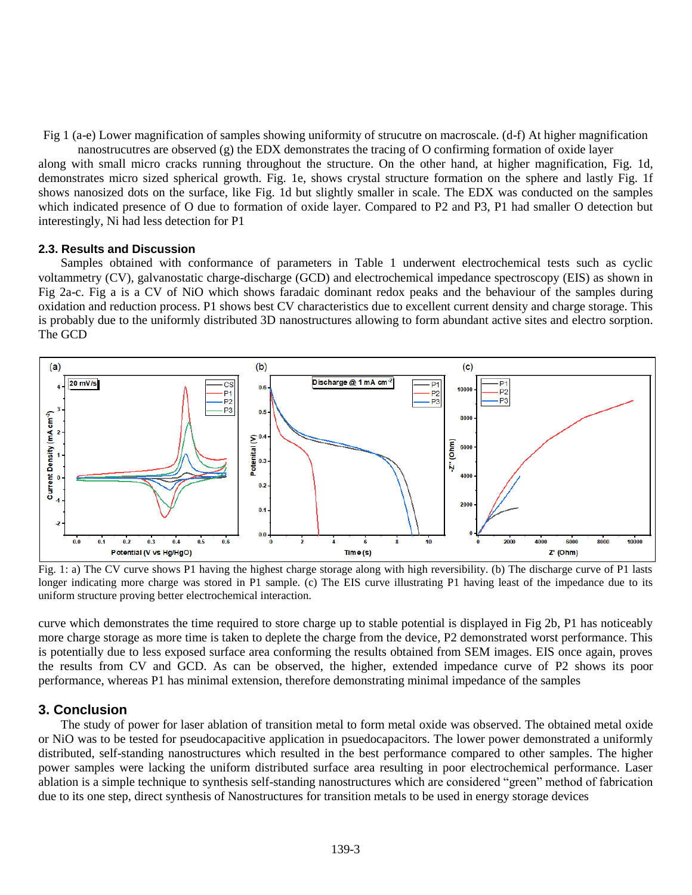Fig 1 (a-e) Lower magnification of samples showing uniformity of strucutre on macroscale. (d-f) At higher magnification nanostrucutres are observed (g) the EDX demonstrates the tracing of O confirming formation of oxide layer

along with small micro cracks running throughout the structure. On the other hand, at higher magnification, Fig. 1d, demonstrates micro sized spherical growth. Fig. 1e, shows crystal structure formation on the sphere and lastly Fig. 1f shows nanosized dots on the surface, like Fig. 1d but slightly smaller in scale. The EDX was conducted on the samples which indicated presence of O due to formation of oxide layer. Compared to P2 and P3, P1 had smaller O detection but interestingly, Ni had less detection for P1

### 2.3. Results and Discussion

Samples obtained with conformance of parameters in Table 1 underwent electrochemical tests such as cyclic voltammetry (CV), galvanostatic charge-discharge (GCD) and electrochemical impedance spectroscopy (EIS) as shown in Fig 2a-c. Fig a is a CV of NiO which shows faradaic dominant redox peaks and the behaviour of the samples during oxidation and reduction process. P1 shows best CV characteristics due to excellent current density and charge storage. This is probably due to the uniformly distributed 3D nanostructures allowing to form abundant active sites and electro sorption. The GCD

Fig. 1: a) The CV curve shows P1 having the highest charge storage along with high reversibility. (b) The discharge curve of P1 lasts longer indicating more charge was stored in P1 sample. (c) The EIS curve illustrating P1 having least of the impedance due to its uniform structure proving better electrochemical interaction.

curve which demonstrates the time required to store charge up to stable potential is displayed in Fig 2b, P1 has noticeably more charge storage as more time is taken to deplete the charge from the device, P2 demonstrated worst performance. This is potentially due to less exposed surface area conforming the results obtained from SEM images. EIS once again, proves the results from CV and GCD. As can be observed, the higher, extended impedance curve of P2 shows its poor performance, whereas P1 has minimal extension, therefore demonstrating minimal impedance of the samples

## 3. Conclusion

The study of power for laser ablation of transition metal to form metal oxide was observed. The obtained metal oxide or NiO was to be tested for pseudocapacitive application in psuedocapacitors. The lower power demonstrated a uniformly distributed, self-standing nanostructures which resulted in the best performance compared to other samples. The higher power samples were lacking the uniform distributed surface area resulting in poor electrochemical performance. Laser ablation is a simple technique to synthesis self-standing nanostructures which are considered "green" method of fabrication due to its one step, direct synthesis of Nanostructures for transition metals to be used in energy storage devices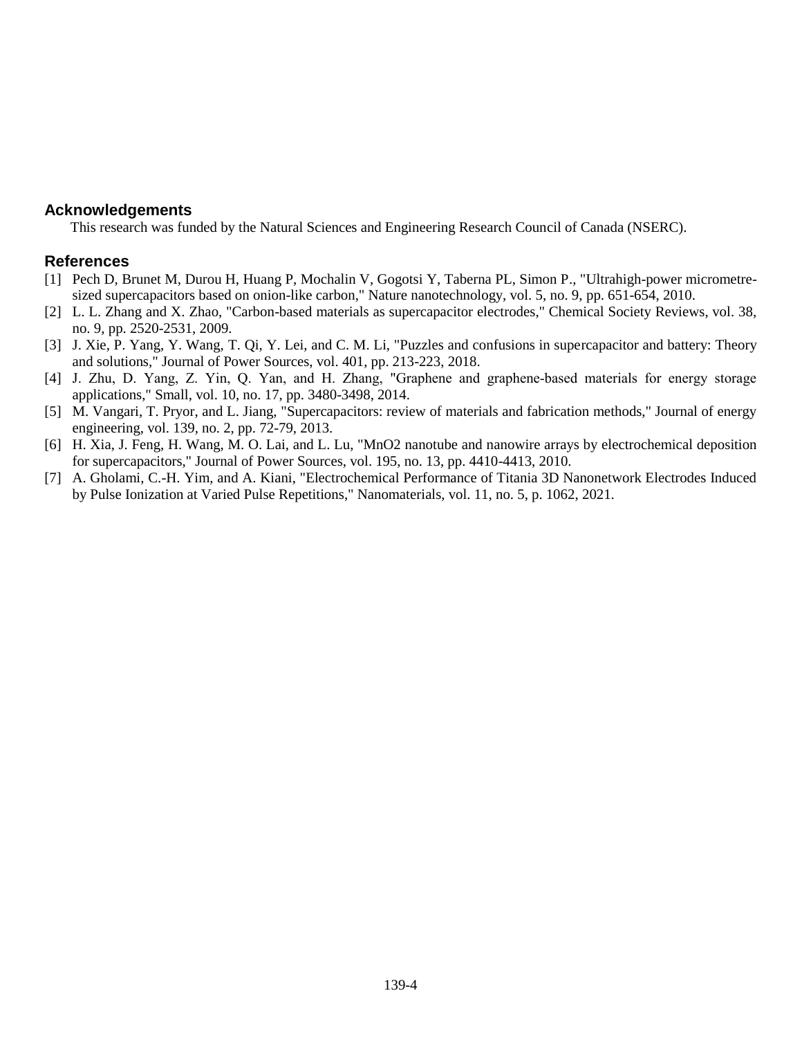## Acknowledgements

This research was funded by the Natural Sciences and Engineering Research Council of Canada (NSERC).

## References

[1] Pech D, Brunet M, Durou H, Huang P, Mochalin V, Gogotsi Y, Taberna PL, Simon P., "Ultrahigh-power micrometre-sized supercapacitors based on onion-like carbon," Nature nanotechnology, vol. 5, no. 9, pp. 651-654, 2010.

[2] L. L. Zhang and X. Zhao, "Carbon-based materials as supercapacitor electrodes," Chemical Society Reviews, vol. 38, no. 9, pp. 2520-2531, 2009.

[3] J. Xie, P. Yang, Y. Wang, T. Qi, Y. Lei, and C. M. Li, "Puzzles and confusions in supercapacitor and battery: Theory and solutions," Journal of Power Sources, vol. 401, pp. 213-223, 2018.

[4] J. Zhu, D. Yang, Z. Yin, Q. Yan, and H. Zhang, "Graphene and graphene‐based materials for energy storage applications," Small, vol. 10, no. 17, pp. 3480-3498, 2014.

[5] M. Vangari, T. Pryor, and L. Jiang, "Supercapacitors: review of materials and fabrication methods," Journal of energy engineering, vol. 139, no. 2, pp. 72-79, 2013.

[6] H. Xia, J. Feng, H. Wang, M. O. Lai, and L. Lu, "MnO2 nanotube and nanowire arrays by electrochemical deposition for supercapacitors," Journal of Power Sources, vol. 195, no. 13, pp. 4410-4413, 2010.

[7] A. Gholami, C.-H. Yim, and A. Kiani, "Electrochemical Performance of Titania 3D Nanonetwork Electrodes Induced by Pulse Ionization at Varied Pulse Repetitions," Nanomaterials, vol. 11, no. 5, p. 1062, 2021.